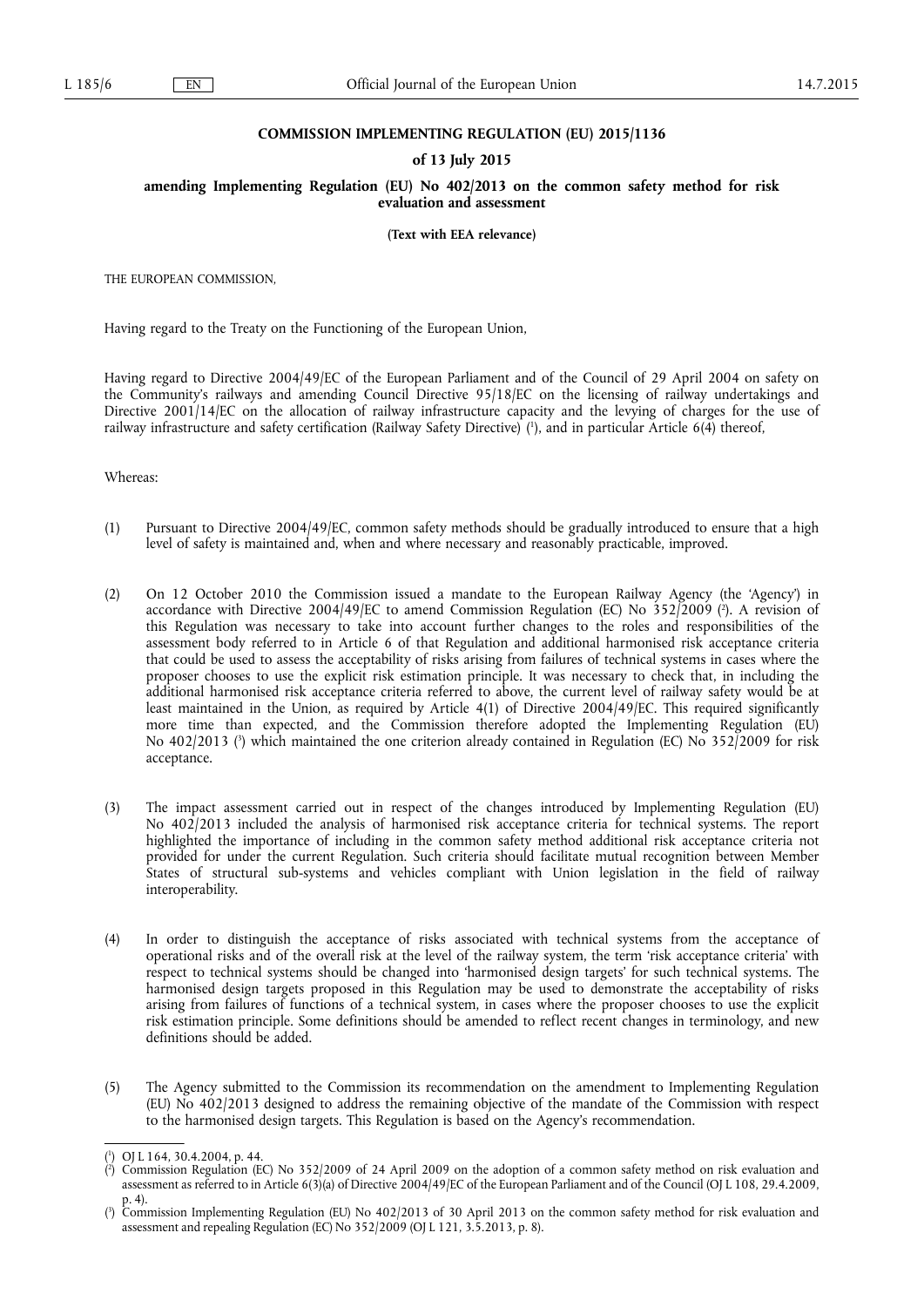**COMMISSION IMPLEMENTING REGULATION (EU) 2015/1136**

**of 13 July 2015**

**amending Implementing Regulation (EU) No 402/2013 on the common safety method for risk evaluation and assessment**

**(Text with EEA relevance)**

THE EUROPEAN COMMISSION,

Having regard to the Treaty on the Functioning of the European Union,

Having regard to Directive 2004/49/EC of the European Parliament and of the Council of 29 April 2004 on safety on the Community's railways and amending Council Directive 95/18/EC on the licensing of railway undertakings and Directive 2001/14/EC on the allocation of railway infrastructure capacity and the levying of charges for the use of railway infrastructure and safety certification (Railway Safety Directive) [1], and in particular Article 6(4) thereof,

Whereas:

(1) Pursuant to Directive 2004/49/EC, common safety methods should be gradually introduced to ensure that a high level of safety is maintained and, when and where necessary and reasonably practicable, improved.

(2) On 12 October 2010 the Commission issued a mandate to the European Railway Agency (the 'Agency') in accordance with Directive 2004/49/EC to amend Commission Regulation (EC) No 352/2009 [2]. A revision of this Regulation was necessary to take into account further changes to the roles and responsibilities of the assessment body referred to in Article 6 of that Regulation and additional harmonised risk acceptance criteria that could be used to assess the acceptability of risks arising from failures of technical systems in cases where the proposer chooses to use the explicit risk estimation principle. It was necessary to check that, in including the additional harmonised risk acceptance criteria referred to above, the current level of railway safety would be at least maintained in the Union, as required by Article 4(1) of Directive 2004/49/EC. This required significantly more time than expected, and the Commission therefore adopted the Implementing Regulation (EU) No 402/2013 [3] which maintained the one criterion already contained in Regulation (EC) No 352/2009 for risk acceptance.

(3) The impact assessment carried out in respect of the changes introduced by Implementing Regulation (EU) No 402/2013 included the analysis of harmonised risk acceptance criteria for technical systems. The report highlighted the importance of including in the common safety method additional risk acceptance criteria not provided for under the current Regulation. Such criteria should facilitate mutual recognition between Member States of structural sub-systems and vehicles compliant with Union legislation in the field of railway interoperability.

(4) In order to distinguish the acceptance of risks associated with technical systems from the acceptance of operational risks and of the overall risk at the level of the railway system, the term 'risk acceptance criteria' with respect to technical systems should be changed into 'harmonised design targets' for such technical systems. The harmonised design targets proposed in this Regulation may be used to demonstrate the acceptability of risks arising from failures of functions of a technical system, in cases where the proposer chooses to use the explicit risk estimation principle. Some definitions should be amended to reflect recent changes in terminology, and new definitions should be added.

(5) The Agency submitted to the Commission its recommendation on the amendment to Implementing Regulation (EU) No 402/2013 designed to address the remaining objective of the mandate of the Commission with respect to the harmonised design targets. This Regulation is based on the Agency's recommendation.

---

[1] OJ L 164, 30.4.2004, p. 44.

[2] Commission Regulation (EC) No 352/2009 of 24 April 2009 on the adoption of a common safety method on risk evaluation and assessment as referred to in Article 6(3)(a) of Directive 2004/49/EC of the European Parliament and of the Council (OJ L 108, 29.4.2009, p. 4).

[3] Commission Implementing Regulation (EU) No 402/2013 of 30 April 2013 on the common safety method for risk evaluation and assessment and repealing Regulation (EC) No 352/2009 (OJ L 121, 3.5.2013, p. 8).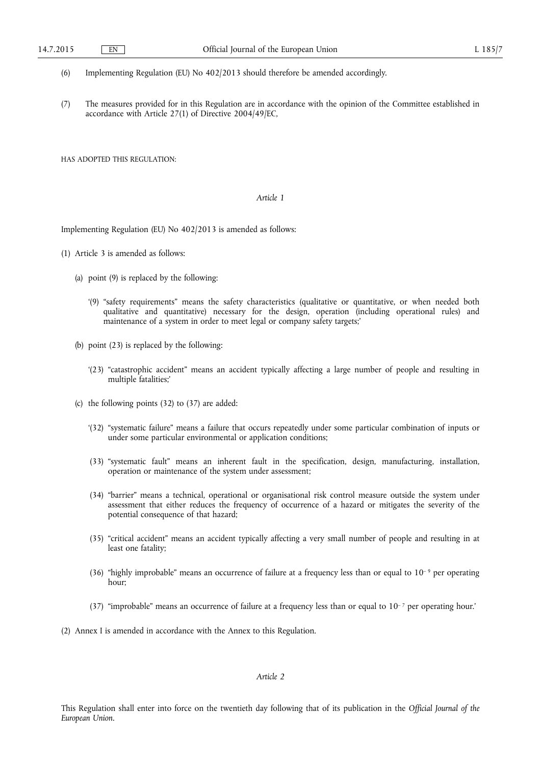(6) Implementing Regulation (EU) No 402/2013 should therefore be amended accordingly.

(7) The measures provided for in this Regulation are in accordance with the opinion of the Committee established in accordance with Article 27(1) of Directive 2004/49/EC,

HAS ADOPTED THIS REGULATION:

*Article 1*

Implementing Regulation (EU) No 402/2013 is amended as follows:

(1) Article 3 is amended as follows:

(a) point (9) is replaced by the following:

'(9) "safety requirements" means the safety characteristics (qualitative or quantitative, or when needed both qualitative and quantitative) necessary for the design, operation (including operational rules) and maintenance of a system in order to meet legal or company safety targets;'

(b) point (23) is replaced by the following:

'(23) "catastrophic accident" means an accident typically affecting a large number of people and resulting in multiple fatalities;'

(c) the following points (32) to (37) are added:

'(32) "systematic failure" means a failure that occurs repeatedly under some particular combination of inputs or under some particular environmental or application conditions;

(33) "systematic fault" means an inherent fault in the specification, design, manufacturing, installation, operation or maintenance of the system under assessment;

(34) "barrier" means a technical, operational or organisational risk control measure outside the system under assessment that either reduces the frequency of occurrence of a hazard or mitigates the severity of the potential consequence of that hazard;

(35) "critical accident" means an accident typically affecting a very small number of people and resulting in at least one fatality;

(36) "highly improbable" means an occurrence of failure at a frequency less than or equal to $10^{-9}$ per operating hour;

(37) "improbable" means an occurrence of failure at a frequency less than or equal to $10^{-7}$ per operating hour.'

(2) Annex I is amended in accordance with the Annex to this Regulation.

*Article 2*

This Regulation shall enter into force on the twentieth day following that of its publication in the *Official Journal of the European Union*.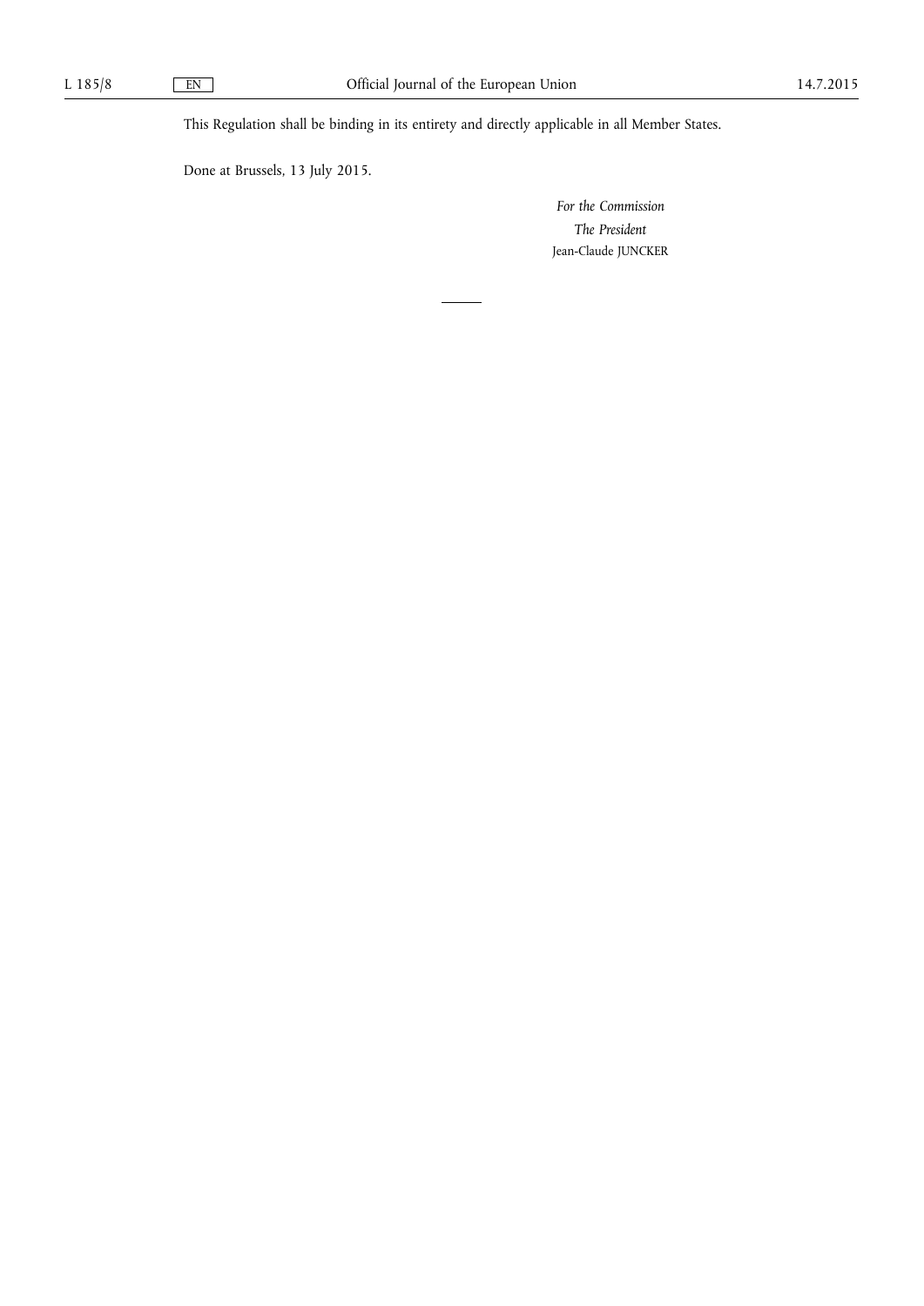This Regulation shall be binding in its entirety and directly applicable in all Member States.

Done at Brussels, 13 July 2015.

*For the Commission*

*The President*

Jean-Claude JUNCKER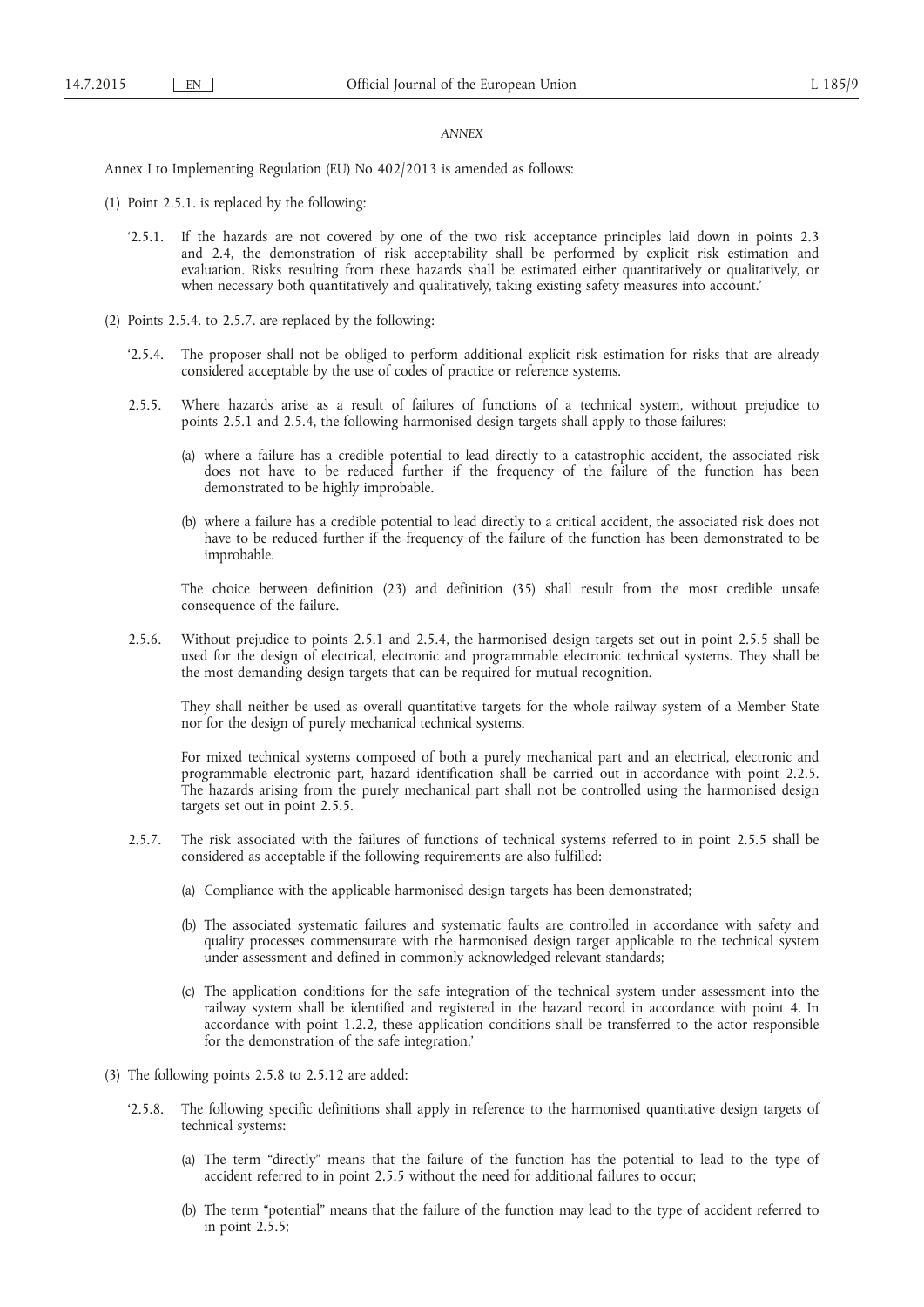*ANNEX*

Annex I to Implementing Regulation (EU) No 402/2013 is amended as follows:

(1) Point 2.5.1. is replaced by the following:

'2.5.1. If the hazards are not covered by one of the two risk acceptance principles laid down in points 2.3 and 2.4, the demonstration of risk acceptability shall be performed by explicit risk estimation and evaluation. Risks resulting from these hazards shall be estimated either quantitatively or qualitatively, or when necessary both quantitatively and qualitatively, taking existing safety measures into account.'

(2) Points 2.5.4. to 2.5.7. are replaced by the following:

'2.5.4. The proposer shall not be obliged to perform additional explicit risk estimation for risks that are already considered acceptable by the use of codes of practice or reference systems.

2.5.5. Where hazards arise as a result of failures of functions of a technical system, without prejudice to points 2.5.1 and 2.5.4, the following harmonised design targets shall apply to those failures:

(a) where a failure has a credible potential to lead directly to a catastrophic accident, the associated risk does not have to be reduced further if the frequency of the failure of the function has been demonstrated to be highly improbable.

(b) where a failure has a credible potential to lead directly to a critical accident, the associated risk does not have to be reduced further if the frequency of the failure of the function has been demonstrated to be improbable.

The choice between definition (23) and definition (35) shall result from the most credible unsafe consequence of the failure.

2.5.6. Without prejudice to points 2.5.1 and 2.5.4, the harmonised design targets set out in point 2.5.5 shall be used for the design of electrical, electronic and programmable electronic technical systems. They shall be the most demanding design targets that can be required for mutual recognition.

They shall neither be used as overall quantitative targets for the whole railway system of a Member State nor for the design of purely mechanical technical systems.

For mixed technical systems composed of both a purely mechanical part and an electrical, electronic and programmable electronic part, hazard identification shall be carried out in accordance with point 2.2.5. The hazards arising from the purely mechanical part shall not be controlled using the harmonised design targets set out in point 2.5.5.

2.5.7. The risk associated with the failures of functions of technical systems referred to in point 2.5.5 shall be considered as acceptable if the following requirements are also fulfilled:

(a) Compliance with the applicable harmonised design targets has been demonstrated;

(b) The associated systematic failures and systematic faults are controlled in accordance with safety and quality processes commensurate with the harmonised design target applicable to the technical system under assessment and defined in commonly acknowledged relevant standards;

(c) The application conditions for the safe integration of the technical system under assessment into the railway system shall be identified and registered in the hazard record in accordance with point 4. In accordance with point 1.2.2, these application conditions shall be transferred to the actor responsible for the demonstration of the safe integration.'

(3) The following points 2.5.8 to 2.5.12 are added:

'2.5.8. The following specific definitions shall apply in reference to the harmonised quantitative design targets of technical systems:

(a) The term "directly" means that the failure of the function has the potential to lead to the type of accident referred to in point 2.5.5 without the need for additional failures to occur;

(b) The term "potential" means that the failure of the function may lead to the type of accident referred to in point 2.5.5;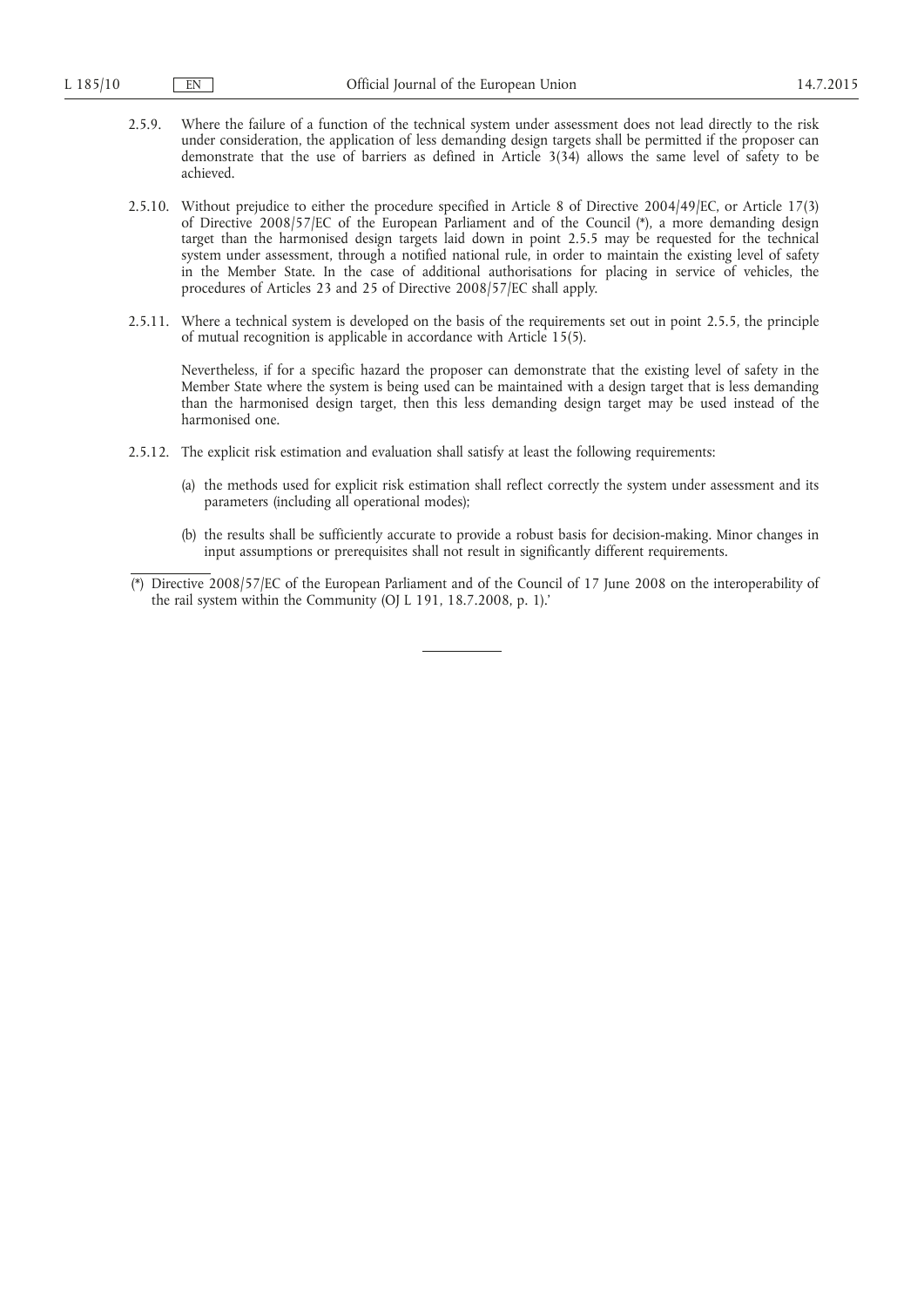2.5.9. Where the failure of a function of the technical system under assessment does not lead directly to the risk under consideration, the application of less demanding design targets shall be permitted if the proposer can demonstrate that the use of barriers as defined in Article 3(34) allows the same level of safety to be achieved.

2.5.10. Without prejudice to either the procedure specified in Article 8 of Directive 2004/49/EC, or Article 17(3) of Directive 2008/57/EC of the European Parliament and of the Council (*), a more demanding design target than the harmonised design targets laid down in point 2.5.5 may be requested for the technical system under assessment, through a notified national rule, in order to maintain the existing level of safety in the Member State. In the case of additional authorisations for placing in service of vehicles, the procedures of Articles 23 and 25 of Directive 2008/57/EC shall apply.

2.5.11. Where a technical system is developed on the basis of the requirements set out in point 2.5.5, the principle of mutual recognition is applicable in accordance with Article 15(5).

Nevertheless, if for a specific hazard the proposer can demonstrate that the existing level of safety in the Member State where the system is being used can be maintained with a design target that is less demanding than the harmonised design target, then this less demanding design target may be used instead of the harmonised one.

2.5.12. The explicit risk estimation and evaluation shall satisfy at least the following requirements:

(a) the methods used for explicit risk estimation shall reflect correctly the system under assessment and its parameters (including all operational modes);

(b) the results shall be sufficiently accurate to provide a robust basis for decision-making. Minor changes in input assumptions or prerequisites shall not result in significantly different requirements.

(*) Directive 2008/57/EC of the European Parliament and of the Council of 17 June 2008 on the interoperability of the rail system within the Community (OJ L 191, 18.7.2008, p. 1).'